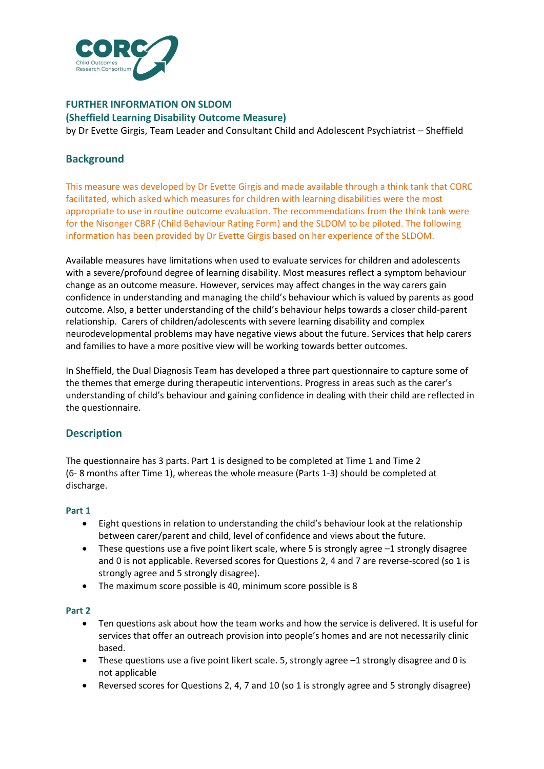# FURTHER INFORMATION ON SLDOM
## (Sheffield Learning Disability Outcome Measure)

by Dr Evette Girgis, Team Leader and Consultant Child and Adolescent Psychiatrist – Sheffield

## Background

This measure was developed by Dr Evette Girgis and made available through a think tank that CORC facilitated, which asked which measures for children with learning disabilities were the most appropriate to use in routine outcome evaluation. The recommendations from the think tank were for the Nisonger CBRF (Child Behaviour Rating Form) and the SLDOM to be piloted. The following information has been provided by Dr Evette Girgis based on her experience of the SLDOM.

Available measures have limitations when used to evaluate services for children and adolescents with a severe/profound degree of learning disability. Most measures reflect a symptom behaviour change as an outcome measure. However, services may affect changes in the way carers gain confidence in understanding and managing the child's behaviour which is valued by parents as good outcome. Also, a better understanding of the child's behaviour helps towards a closer child-parent relationship. Carers of children/adolescents with severe learning disability and complex neurodevelopmental problems may have negative views about the future. Services that help carers and families to have a more positive view will be working towards better outcomes.

In Sheffield, the Dual Diagnosis Team has developed a three part questionnaire to capture some of the themes that emerge during therapeutic interventions. Progress in areas such as the carer's understanding of child's behaviour and gaining confidence in dealing with their child are reflected in the questionnaire.

## Description

The questionnaire has 3 parts. Part 1 is designed to be completed at Time 1 and Time 2 (6- 8 months after Time 1), whereas the whole measure (Parts 1-3) should be completed at discharge.

### Part 1

- Eight questions in relation to understanding the child's behaviour look at the relationship between carer/parent and child, level of confidence and views about the future.
- These questions use a five point likert scale, where 5 is strongly agree –1 strongly disagree and 0 is not applicable. Reversed scores for Questions 2, 4 and 7 are reverse-scored (so 1 is strongly agree and 5 strongly disagree).
- The maximum score possible is 40, minimum score possible is 8

### Part 2

- Ten questions ask about how the team works and how the service is delivered. It is useful for services that offer an outreach provision into people's homes and are not necessarily clinic based.
- These questions use a five point likert scale. 5, strongly agree –1 strongly disagree and 0 is not applicable
- Reversed scores for Questions 2, 4, 7 and 10 (so 1 is strongly agree and 5 strongly disagree)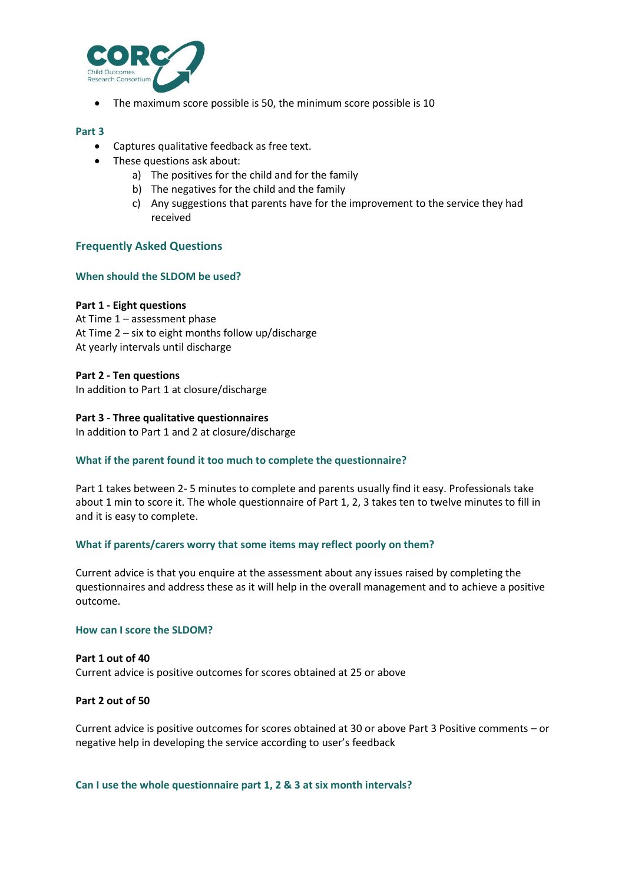- The maximum score possible is 50, the minimum score possible is 10

### Part 3

- Captures qualitative feedback as free text.
- These questions ask about:
  a) The positives for the child and for the family
  b) The negatives for the child and the family
  c) Any suggestions that parents have for the improvement to the service they had received

## Frequently Asked Questions

### When should the SLDOM be used?

**Part 1 - Eight questions**
At Time 1 – assessment phase
At Time 2 – six to eight months follow up/discharge
At yearly intervals until discharge

**Part 2 - Ten questions**
In addition to Part 1 at closure/discharge

**Part 3 - Three qualitative questionnaires**
In addition to Part 1 and 2 at closure/discharge

### What if the parent found it too much to complete the questionnaire?

Part 1 takes between 2- 5 minutes to complete and parents usually find it easy. Professionals take about 1 min to score it. The whole questionnaire of Part 1, 2, 3 takes ten to twelve minutes to fill in and it is easy to complete.

### What if parents/carers worry that some items may reflect poorly on them?

Current advice is that you enquire at the assessment about any issues raised by completing the questionnaires and address these as it will help in the overall management and to achieve a positive outcome.

### How can I score the SLDOM?

**Part 1 out of 40**
Current advice is positive outcomes for scores obtained at 25 or above

**Part 2 out of 50**

Current advice is positive outcomes for scores obtained at 30 or above Part 3 Positive comments – or negative help in developing the service according to user's feedback

### Can I use the whole questionnaire part 1, 2 & 3 at six month intervals?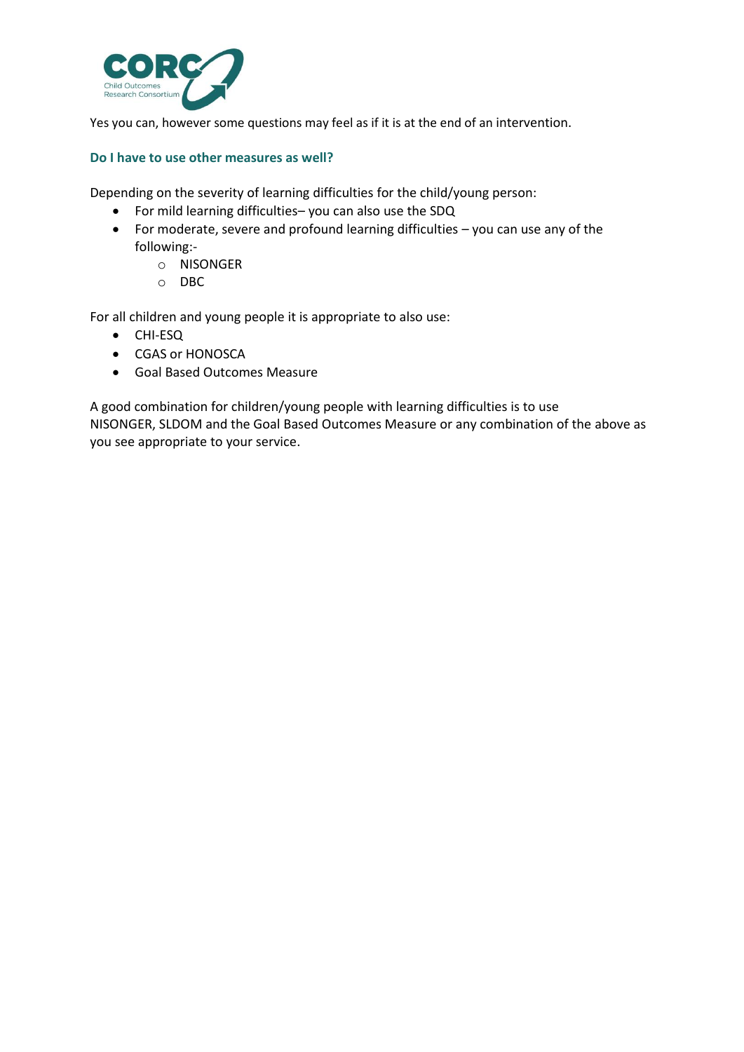Yes you can, however some questions may feel as if it is at the end of an intervention.

### Do I have to use other measures as well?

Depending on the severity of learning difficulties for the child/young person:

- For mild learning difficulties– you can also use the SDQ
- For moderate, severe and profound learning difficulties – you can use any of the following:-
  - NISONGER
  - DBC

For all children and young people it is appropriate to also use:

- CHI-ESQ
- CGAS or HONOSCA
- Goal Based Outcomes Measure

A good combination for children/young people with learning difficulties is to use NISONGER, SLDOM and the Goal Based Outcomes Measure or any combination of the above as you see appropriate to your service.